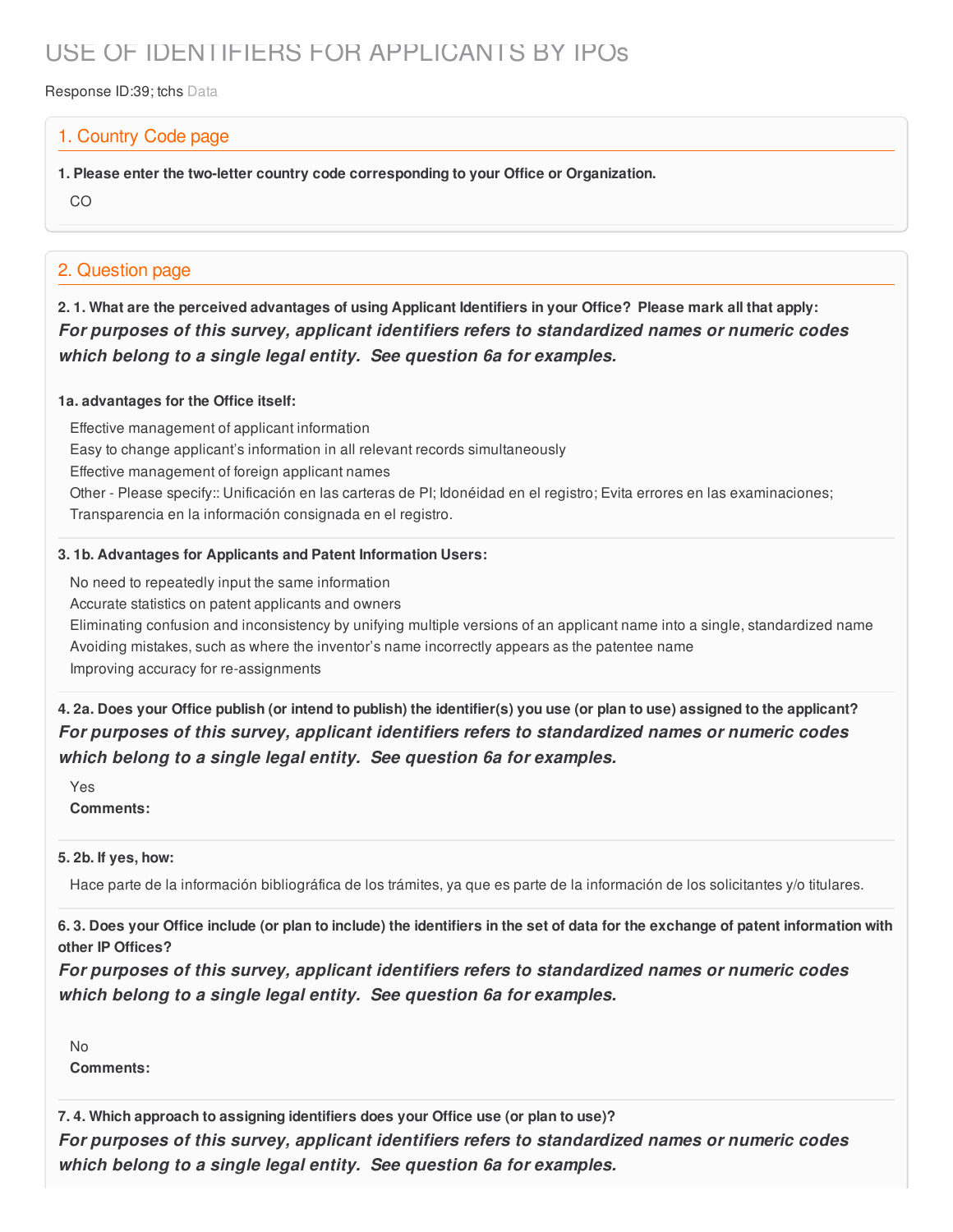# USE OF IDENTIFIERS FOR APPLICANTS BY IPOs

Response ID:39; tchs Data

## 1. Country Code page

**1. Please enter the two-letter country code corresponding to your Office or Organization.**

CO

## 2. Question page

**2. 1. What are the perceived advantages of using Applicant Identifiers in your Office? Please mark all that apply:**
***For purposes of this survey, applicant identifiers refers to standardized names or numeric codes which belong to a single legal entity. See question 6a for examples.***

**1a. advantages for the Office itself:**

Effective management of applicant information
Easy to change applicant's information in all relevant records simultaneously
Effective management of foreign applicant names
Other - Please specify:: Unificación en las carteras de PI; Idonéidad en el registro; Evita errores en las examinaciones; Transparencia en la información consignada en el registro.

**3. 1b. Advantages for Applicants and Patent Information Users:**

No need to repeatedly input the same information
Accurate statistics on patent applicants and owners
Eliminating confusion and inconsistency by unifying multiple versions of an applicant name into a single, standardized name
Avoiding mistakes, such as where the inventor's name incorrectly appears as the patentee name
Improving accuracy for re-assignments

**4. 2a. Does your Office publish (or intend to publish) the identifier(s) you use (or plan to use) assigned to the applicant?**
***For purposes of this survey, applicant identifiers refers to standardized names or numeric codes which belong to a single legal entity. See question 6a for examples.***

Yes
**Comments:**

**5. 2b. If yes, how:**

Hace parte de la información bibliográfica de los trámites, ya que es parte de la información de los solicitantes y/o titulares.

**6. 3. Does your Office include (or plan to include) the identifiers in the set of data for the exchange of patent information with other IP Offices?**
***For purposes of this survey, applicant identifiers refers to standardized names or numeric codes which belong to a single legal entity. See question 6a for examples.***

No
**Comments:**

**7. 4. Which approach to assigning identifiers does your Office use (or plan to use)?**
***For purposes of this survey, applicant identifiers refers to standardized names or numeric codes which belong to a single legal entity. See question 6a for examples.***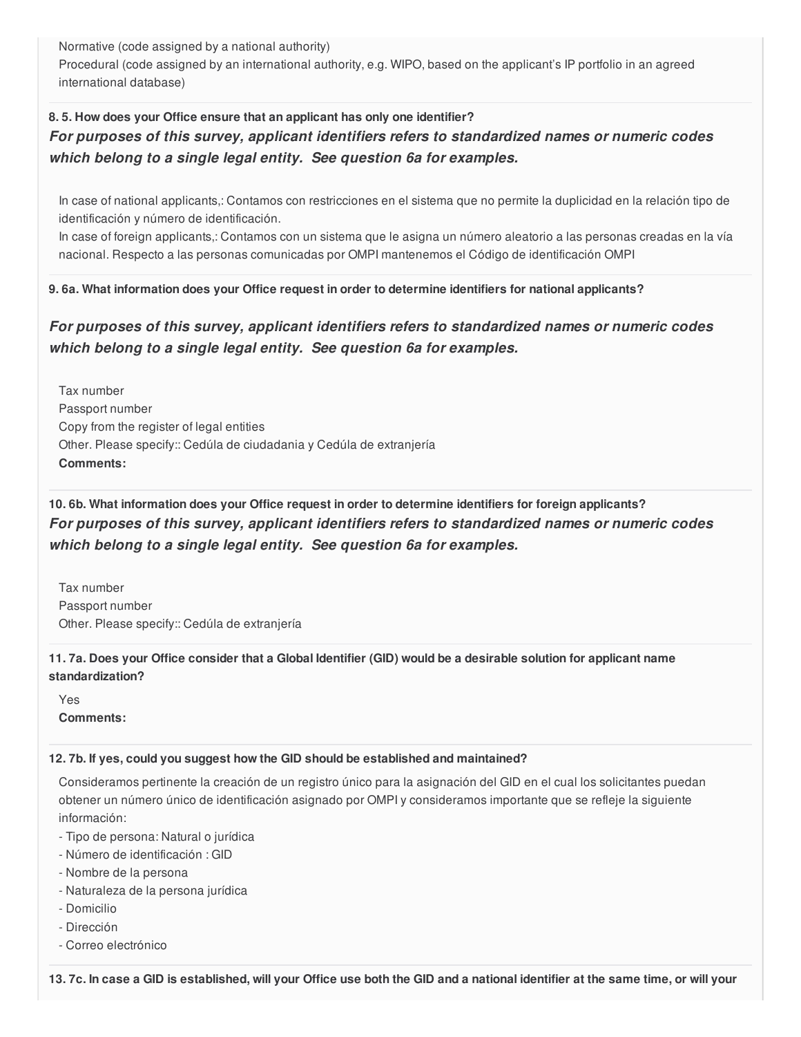Normative (code assigned by a national authority)
Procedural (code assigned by an international authority, e.g. WIPO, based on the applicant's IP portfolio in an agreed international database)

**8. 5. How does your Office ensure that an applicant has only one identifier?**

***For purposes of this survey, applicant identifiers refers to standardized names or numeric codes which belong to a single legal entity. See question 6a for examples.***

In case of national applicants,: Contamos con restricciones en el sistema que no permite la duplicidad en la relación tipo de identificación y número de identificación.
In case of foreign applicants,: Contamos con un sistema que le asigna un número aleatorio a las personas creadas en la vía nacional. Respecto a las personas comunicadas por OMPI mantenemos el Código de identificación OMPI

**9. 6a. What information does your Office request in order to determine identifiers for national applicants?**

***For purposes of this survey, applicant identifiers refers to standardized names or numeric codes which belong to a single legal entity. See question 6a for examples.***

Tax number
Passport number
Copy from the register of legal entities
Other. Please specify:: Cedúla de ciudadania y Cedúla de extranjería
**Comments:**

**10. 6b. What information does your Office request in order to determine identifiers for foreign applicants?**

***For purposes of this survey, applicant identifiers refers to standardized names or numeric codes which belong to a single legal entity. See question 6a for examples.***

Tax number
Passport number
Other. Please specify:: Cedúla de extranjería

**11. 7a. Does your Office consider that a Global Identifier (GID) would be a desirable solution for applicant name standardization?**

Yes
**Comments:**

**12. 7b. If yes, could you suggest how the GID should be established and maintained?**

Consideramos pertinente la creación de un registro único para la asignación del GID en el cual los solicitantes puedan obtener un número único de identificación asignado por OMPI y consideramos importante que se refleje la siguiente información:
- Tipo de persona: Natural o jurídica
- Número de identificación : GID
- Nombre de la persona
- Naturaleza de la persona jurídica
- Domicilio
- Dirección
- Correo electrónico

**13. 7c. In case a GID is established, will your Office use both the GID and a national identifier at the same time, or will your**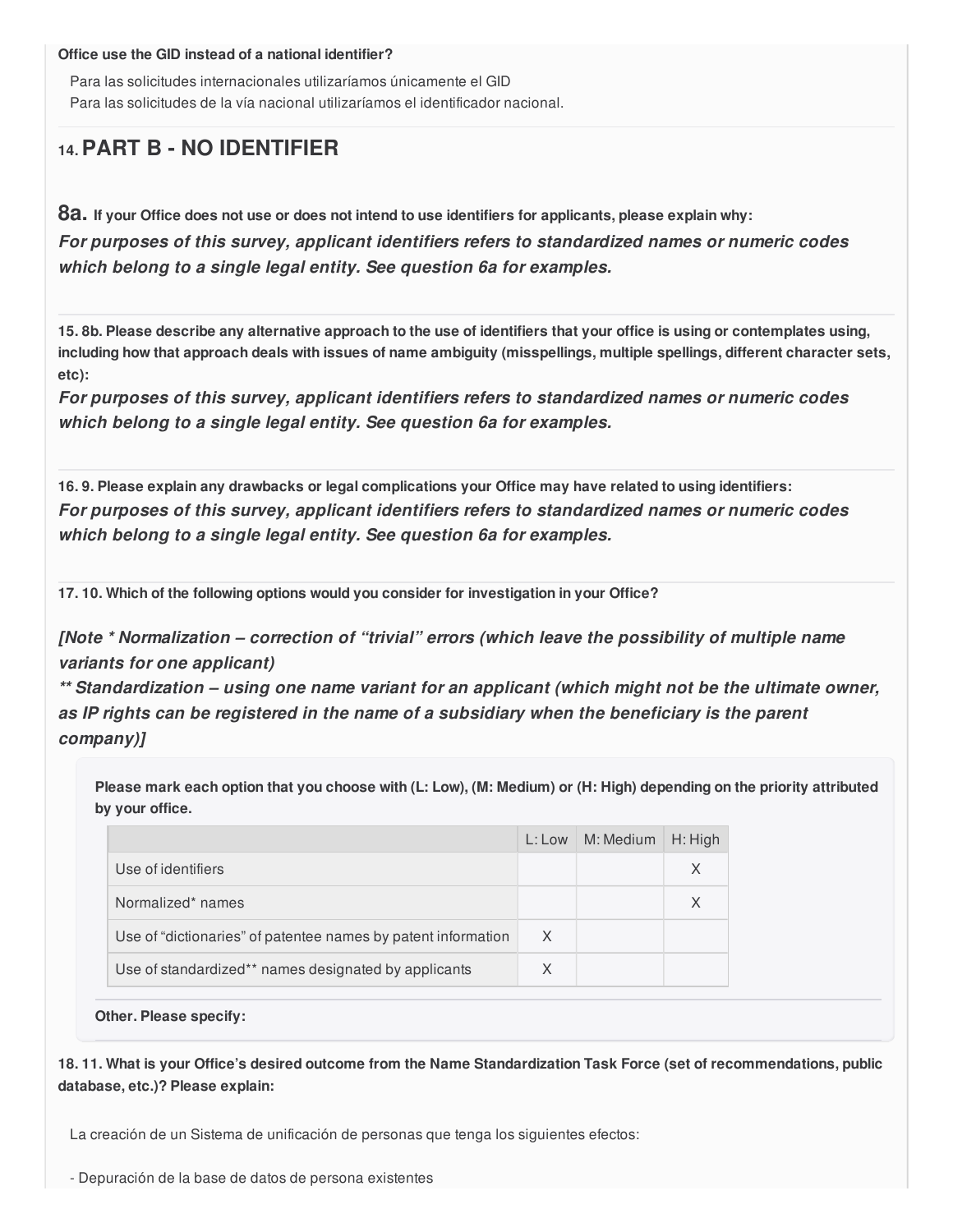**Office use the GID instead of a national identifier?**

Para las solicitudes internacionales utilizaríamos únicamente el GID
Para las solicitudes de la vía nacional utilizaríamos el identificador nacional.

## 14. PART B - NO IDENTIFIER

**8a. If your Office does not use or does not intend to use identifiers for applicants, please explain why:**
***For purposes of this survey, applicant identifiers refers to standardized names or numeric codes which belong to a single legal entity. See question 6a for examples.***

**15. 8b. Please describe any alternative approach to the use of identifiers that your office is using or contemplates using, including how that approach deals with issues of name ambiguity (misspellings, multiple spellings, different character sets, etc):**
***For purposes of this survey, applicant identifiers refers to standardized names or numeric codes which belong to a single legal entity. See question 6a for examples.***

**16. 9. Please explain any drawbacks or legal complications your Office may have related to using identifiers:**
***For purposes of this survey, applicant identifiers refers to standardized names or numeric codes which belong to a single legal entity. See question 6a for examples.***

**17. 10. Which of the following options would you consider for investigation in your Office?**

***[Note * Normalization – correction of "trivial" errors (which leave the possibility of multiple name variants for one applicant)***
***** Standardization – using one name variant for an applicant (which might not be the ultimate owner, as IP rights can be registered in the name of a subsidiary when the beneficiary is the parent company)]***

**Please mark each option that you choose with (L: Low), (M: Medium) or (H: High) depending on the priority attributed by your office.**

| | L: Low | M: Medium | H: High |
|---|---|---|---|
| Use of identifiers | | | X |
| Normalized* names | | | X |
| Use of "dictionaries" of patentee names by patent information | X | | |
| Use of standardized** names designated by applicants | X | | |

**Other. Please specify:**

**18. 11. What is your Office's desired outcome from the Name Standardization Task Force (set of recommendations, public database, etc.)? Please explain:**

La creación de un Sistema de unificación de personas que tenga los siguientes efectos:

- Depuración de la base de datos de persona existentes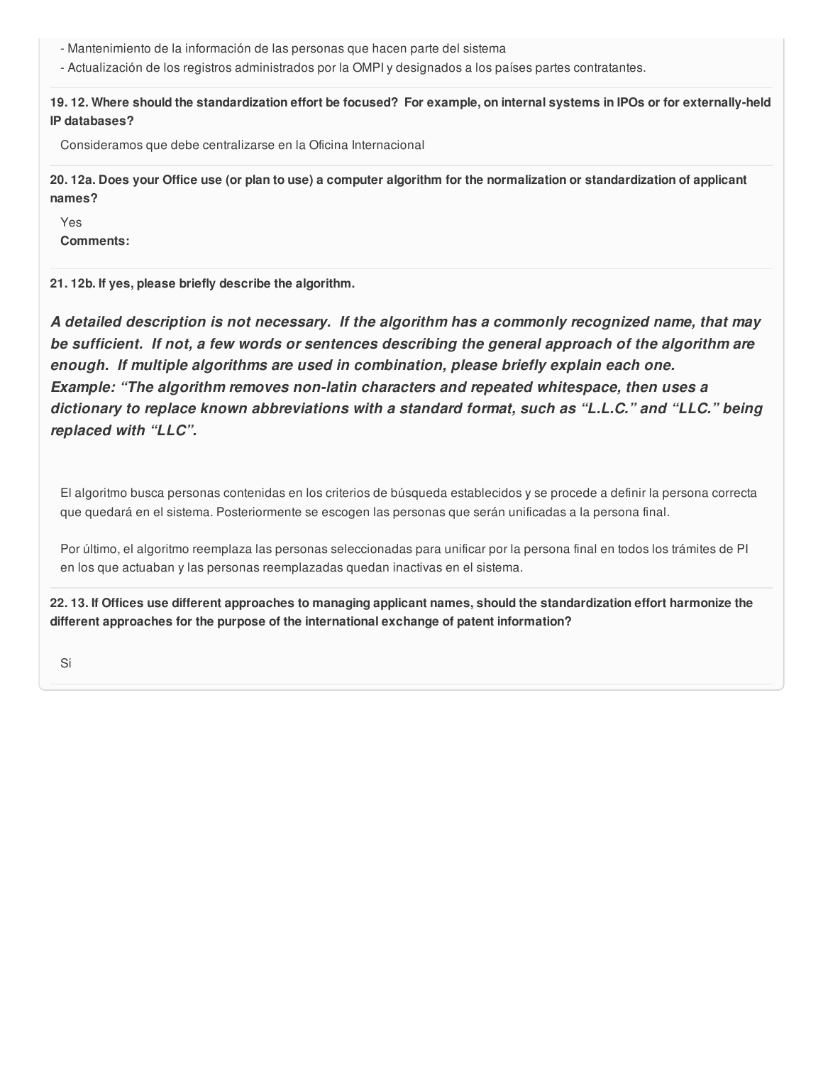- Mantenimiento de la información de las personas que hacen parte del sistema
- Actualización de los registros administrados por la OMPI y designados a los países partes contratantes.

**19. 12. Where should the standardization effort be focused? For example, on internal systems in IPOs or for externally-held IP databases?**

Consideramos que debe centralizarse en la Oficina Internacional

**20. 12a. Does your Office use (or plan to use) a computer algorithm for the normalization or standardization of applicant names?**

Yes

**Comments:**

**21. 12b. If yes, please briefly describe the algorithm.**

***A detailed description is not necessary. If the algorithm has a commonly recognized name, that may be sufficient. If not, a few words or sentences describing the general approach of the algorithm are enough. If multiple algorithms are used in combination, please briefly explain each one.***
***Example: "The algorithm removes non-latin characters and repeated whitespace, then uses a dictionary to replace known abbreviations with a standard format, such as "L.L.C." and "LLC." being replaced with "LLC".***

El algoritmo busca personas contenidas en los criterios de búsqueda establecidos y se procede a definir la persona correcta que quedará en el sistema. Posteriormente se escogen las personas que serán unificadas a la persona final.

Por último, el algoritmo reemplaza las personas seleccionadas para unificar por la persona final en todos los trámites de PI en los que actuaban y las personas reemplazadas quedan inactivas en el sistema.

**22. 13. If Offices use different approaches to managing applicant names, should the standardization effort harmonize the different approaches for the purpose of the international exchange of patent information?**

Si